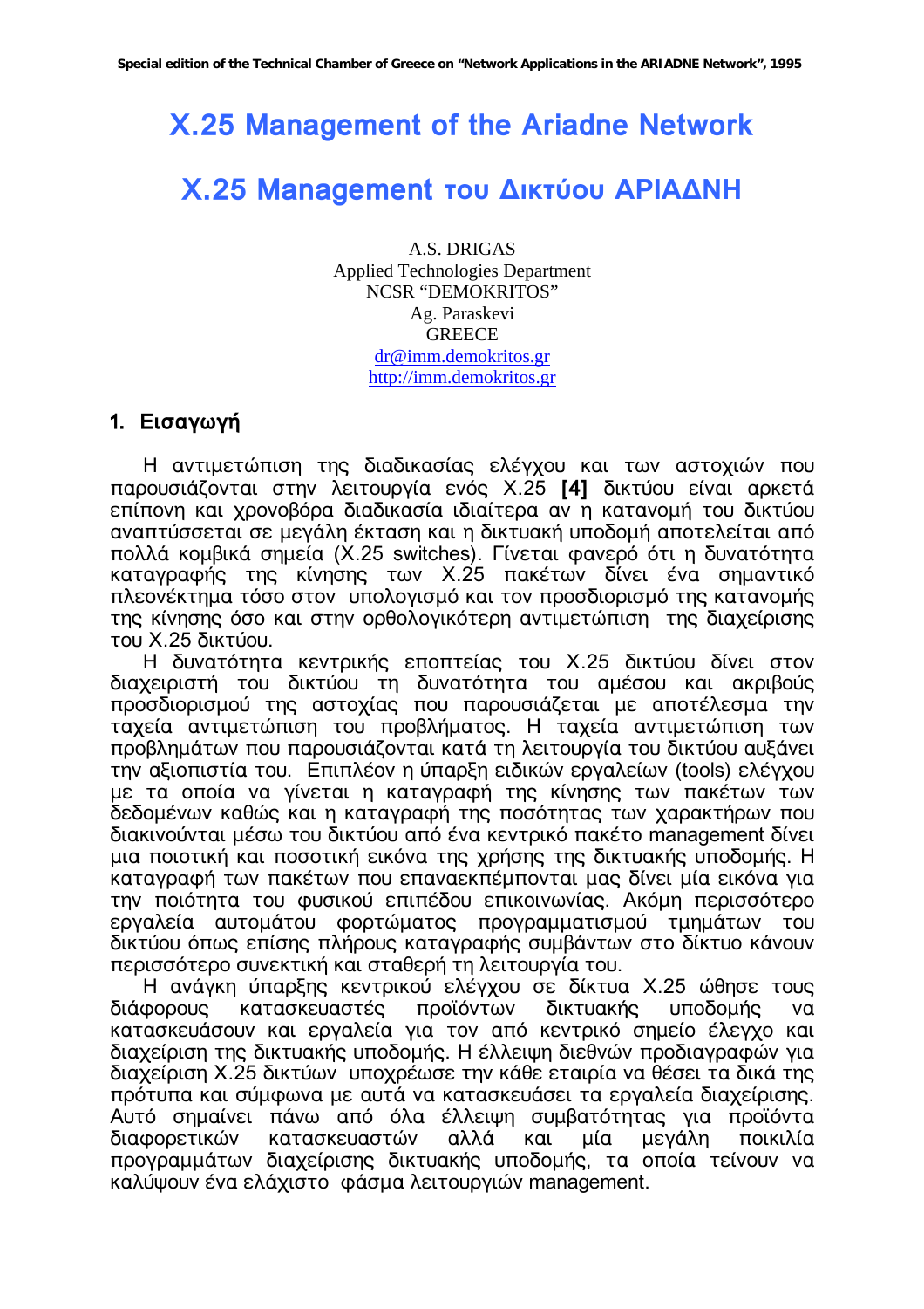# X.25 Management of the Ariadne Network

# X.25 Management του Δικτύου ΑΡΙΑΔΝΗ

A.S. DRIGAS
Applied Technologies Department
NCSR "DEMOKRITOS"
Ag. Paraskevi
GREECE
dr@imm.demokritos.gr
http://imm.demokritos.gr

## 1. Εισαγωγή

Η αντιμετώπιση της διαδικασίας ελέγχου και των αστοχιών που παρουσιάζονται στην λειτουργία ενός X.25 **[4]** δικτύου είναι αρκετά επίπονη και χρονοβόρα διαδικασία ιδιαίτερα αν η κατανομή του δικτύου αναπτύσσεται σε μεγάλη έκταση και η δικτυακή υποδομή αποτελείται από πολλά κομβικά σημεία (X.25 switches). Γίνεται φανερό ότι η δυνατότητα καταγραφής της κίνησης των X.25 πακέτων δίνει ένα σημαντικό πλεονέκτημα τόσο στον υπολογισμό και τον προσδιορισμό της κατανομής της κίνησης όσο και στην ορθολογικότερη αντιμετώπιση της διαχείρισης του X.25 δικτύου.

Η δυνατότητα κεντρικής εποπτείας του X.25 δικτύου δίνει στον διαχειριστή του δικτύου τη δυνατότητα του αμέσου και ακριβούς προσδιορισμού της αστοχίας που παρουσιάζεται με αποτέλεσμα την ταχεία αντιμετώπιση του προβλήματος. Η ταχεία αντιμετώπιση των προβλημάτων που παρουσιάζονται κατά τη λειτουργία του δικτύου αυξάνει την αξιοπιστία του. Επιπλέον η ύπαρξη ειδικών εργαλείων (tools) ελέγχου με τα οποία να γίνεται η καταγραφή της κίνησης των πακέτων των δεδομένων καθώς και η καταγραφή της ποσότητας των χαρακτήρων που διακινούνται μέσω του δικτύου από ένα κεντρικό πακέτο management δίνει μια ποιοτική και ποσοτική εικόνα της χρήσης της δικτυακής υποδομής. Η καταγραφή των πακέτων που επαναεκπέμπονται μας δίνει μία εικόνα για την ποιότητα του φυσικού επιπέδου επικοινωνίας. Ακόμη περισσότερο εργαλεία αυτομάτου φορτώματος προγραμματισμού τμημάτων του δικτύου όπως επίσης πλήρους καταγραφής συμβάντων στο δίκτυο κάνουν περισσότερο συνεκτική και σταθερή τη λειτουργία του.

Η ανάγκη ύπαρξης κεντρικού ελέγχου σε δίκτυα X.25 ώθησε τους διάφορους κατασκευαστές προϊόντων δικτυακής υποδομής να κατασκευάσουν και εργαλεία για τον από κεντρικό σημείο έλεγχο και διαχείριση της δικτυακής υποδομής. Η έλλειψη διεθνών προδιαγραφών για διαχείριση X.25 δικτύων υποχρέωσε την κάθε εταιρία να θέσει τα δικά της πρότυπα και σύμφωνα με αυτά να κατασκευάσει τα εργαλεία διαχείρισης. Αυτό σημαίνει πάνω από όλα έλλειψη συμβατότητας για προϊόντα διαφορετικών κατασκευαστών αλλά και μία μεγάλη ποικιλία προγραμμάτων διαχείρισης δικτυακής υποδομής, τα οποία τείνουν να καλύψουν ένα ελάχιστο φάσμα λειτουργιών management.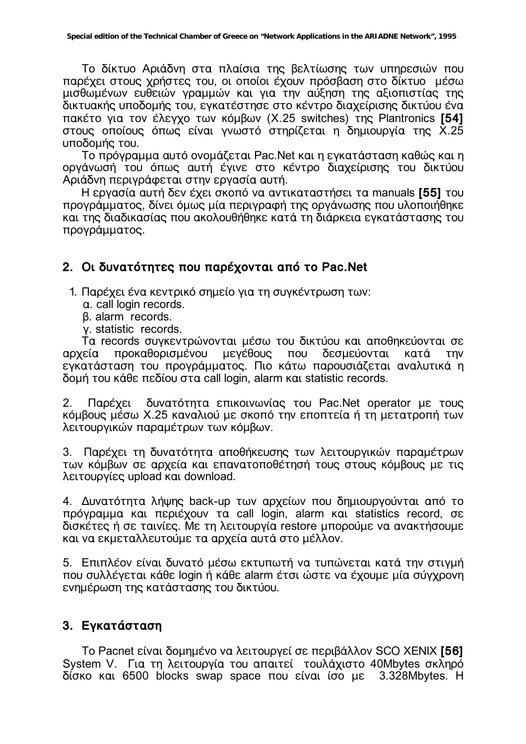Το δίκτυο Αριάδνη στα πλαίσια της βελτίωσης των υπηρεσιών που παρέχει στους χρήστες του, οι οποίοι έχουν πρόσβαση στο δίκτυο μέσω μισθωμένων ευθειών γραμμών και για την αύξηση της αξιοπιστίας της δικτυακής υποδομής του, εγκατέστησε στο κέντρο διαχείρισης δικτύου ένα πακέτο για τον έλεγχο των κόμβων (X.25 switches) της Plantronics **[54]** στους οποίους όπως είναι γνωστό στηρίζεται η δημιουργία της X.25 υποδομής του.

Το πρόγραμμα αυτό ονομάζεται Pac.Net και η εγκατάσταση καθώς και η οργάνωσή του όπως αυτή έγινε στο κέντρο διαχείρισης του δικτύου Αριάδνη περιγράφεται στην εργασία αυτή.

Η εργασία αυτή δεν έχει σκοπό να αντικαταστήσει τα manuals **[55]** του προγράμματος, δίνει όμως μία περιγραφή της οργάνωσης που υλοποιήθηκε και της διαδικασίας που ακολουθήθηκε κατά τη διάρκεια εγκατάστασης του προγράμματος.

## 2. Οι δυνατότητες που παρέχονται από το Pac.Net

1. Παρέχει ένα κεντρικό σημείο για τη συγκέντρωση των:
   α. call login records.
   β. alarm records.
   γ. statistic records.

   Τα records συγκεντρώνονται μέσω του δικτύου και αποθηκεύονται σε αρχεία προκαθορισμένου μεγέθους που δεσμεύονται κατά την εγκατάσταση του προγράμματος. Πιο κάτω παρουσιάζεται αναλυτικά η δομή του κάθε πεδίου στα call login, alarm και statistic records.

2. Παρέχει δυνατότητα επικοινωνίας του Pac.Net operator με τους κόμβους μέσω X.25 καναλιού με σκοπό την εποπτεία ή τη μετατροπή των λειτουργικών παραμέτρων των κόμβων.

3. Παρέχει τη δυνατότητα αποθήκευσης των λειτουργικών παραμέτρων των κόμβων σε αρχεία και επανατοποθέτησή τους στους κόμβους με τις λειτουργίες upload και download.

4. Δυνατότητα λήψης back-up των αρχείων που δημιουργούνται από το πρόγραμμα και περιέχουν τα call login, alarm και statistics record, σε δισκέτες ή σε ταινίες. Με τη λειτουργία restore μπορούμε να ανακτήσουμε και να εκμεταλλευτούμε τα αρχεία αυτά στο μέλλον.

5. Επιπλέον είναι δυνατό μέσω εκτυπωτή να τυπώνεται κατά την στιγμή που συλλέγεται κάθε login ή κάθε alarm έτσι ώστε να έχουμε μία σύγχρονη ενημέρωση της κατάστασης του δικτύου.

## 3. Εγκατάσταση

Το Pacnet είναι δομημένο να λειτουργεί σε περιβάλλον SCO XENIX **[56]** System V. Για τη λειτουργία του απαιτεί τουλάχιστο 40Mbytes σκληρό δίσκο και 6500 blocks swap space που είναι ίσο με 3.328Mbytes. Η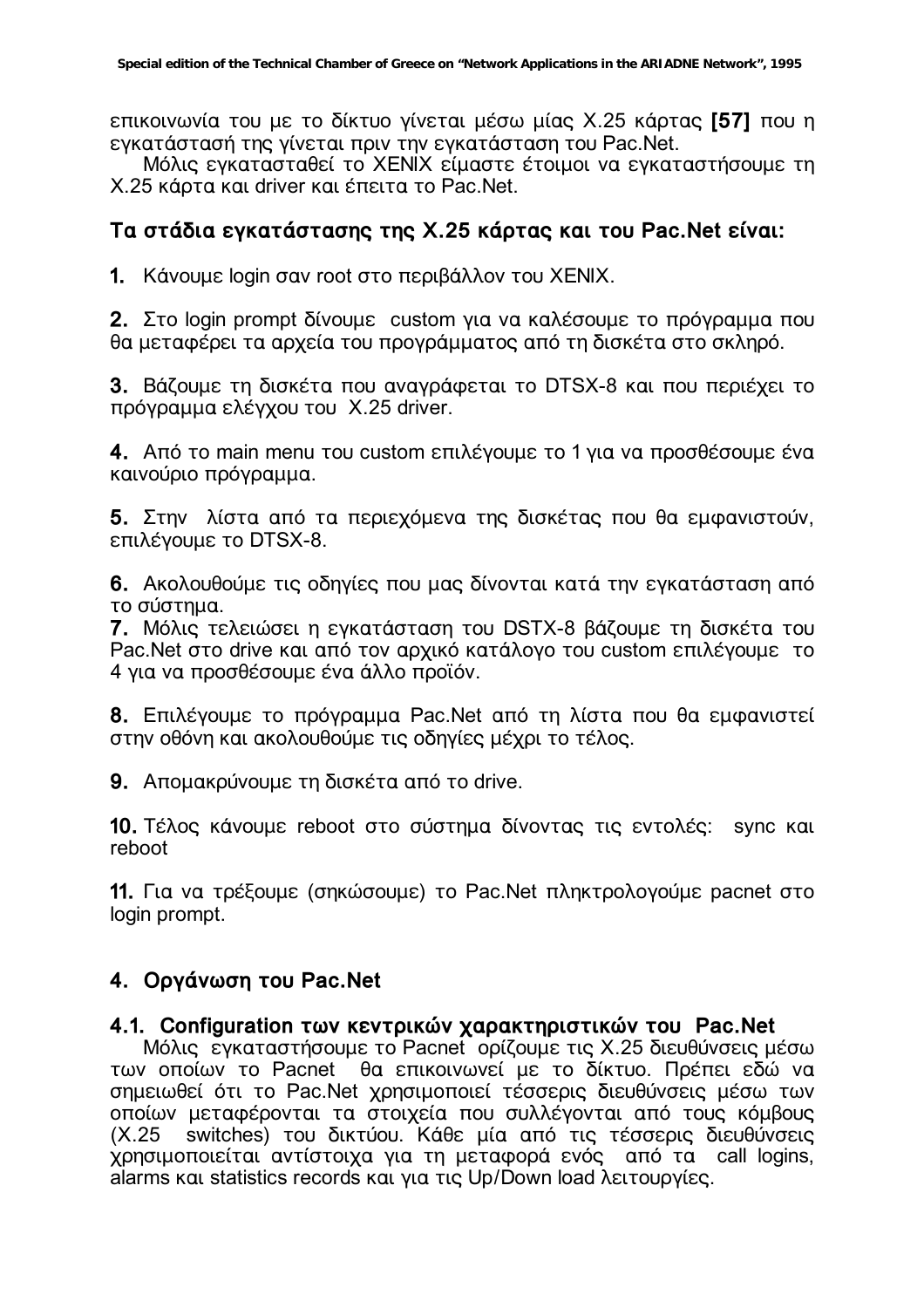επικοινωνία του με το δίκτυο γίνεται μέσω μίας X.25 κάρτας **[57]** που η εγκατάστασή της γίνεται πριν την εγκατάσταση του Pac.Net.

Μόλις εγκατασταθεί το XENIX είμαστε έτοιμοι να εγκαταστήσουμε τη X.25 κάρτα και driver και έπειτα το Pac.Net.

### Τα στάδια εγκατάστασης της X.25 κάρτας και του Pac.Net είναι:

**1.** Κάνουμε login σαν root στο περιβάλλον του XENIX.

**2.** Στο login prompt δίνουμε custom για να καλέσουμε το πρόγραμμα που θα μεταφέρει τα αρχεία του προγράμματος από τη δισκέτα στο σκληρό.

**3.** Βάζουμε τη δισκέτα που αναγράφεται το DTSX-8 και που περιέχει το πρόγραμμα ελέγχου του X.25 driver.

**4.** Από το main menu του custom επιλέγουμε το 1 για να προσθέσουμε ένα καινούριο πρόγραμμα.

**5.** Στην λίστα από τα περιεχόμενα της δισκέτας που θα εμφανιστούν, επιλέγουμε το DTSX-8.

**6.** Ακολουθούμε τις οδηγίες που μας δίνονται κατά την εγκατάσταση από το σύστημα.

**7.** Μόλις τελειώσει η εγκατάσταση του DSTX-8 βάζουμε τη δισκέτα του Pac.Net στο drive και από τον αρχικό κατάλογο του custom επιλέγουμε το 4 για να προσθέσουμε ένα άλλο προϊόν.

**8.** Επιλέγουμε το πρόγραμμα Pac.Net από τη λίστα που θα εμφανιστεί στην οθόνη και ακολουθούμε τις οδηγίες μέχρι το τέλος.

**9.** Απομακρύνουμε τη δισκέτα από το drive.

**10.** Τέλος κάνουμε reboot στο σύστημα δίνοντας τις εντολές: sync και reboot

**11.** Για να τρέξουμε (σηκώσουμε) το Pac.Net πληκτρολογούμε pacnet στο login prompt.

## 4. Οργάνωση του Pac.Net

### 4.1. Configuration των κεντρικών χαρακτηριστικών του Pac.Net

Μόλις εγκαταστήσουμε το Pacnet ορίζουμε τις X.25 διευθύνσεις μέσω των οποίων το Pacnet θα επικοινωνεί με το δίκτυο. Πρέπει εδώ να σημειωθεί ότι το Pac.Net χρησιμοποιεί τέσσερις διευθύνσεις μέσω των οποίων μεταφέρονται τα στοιχεία που συλλέγονται από τους κόμβους (X.25 switches) του δικτύου. Κάθε μία από τις τέσσερις διευθύνσεις χρησιμοποιείται αντίστοιχα για τη μεταφορά ενός από τα call logins, alarms και statistics records και για τις Up/Down load λειτουργίες.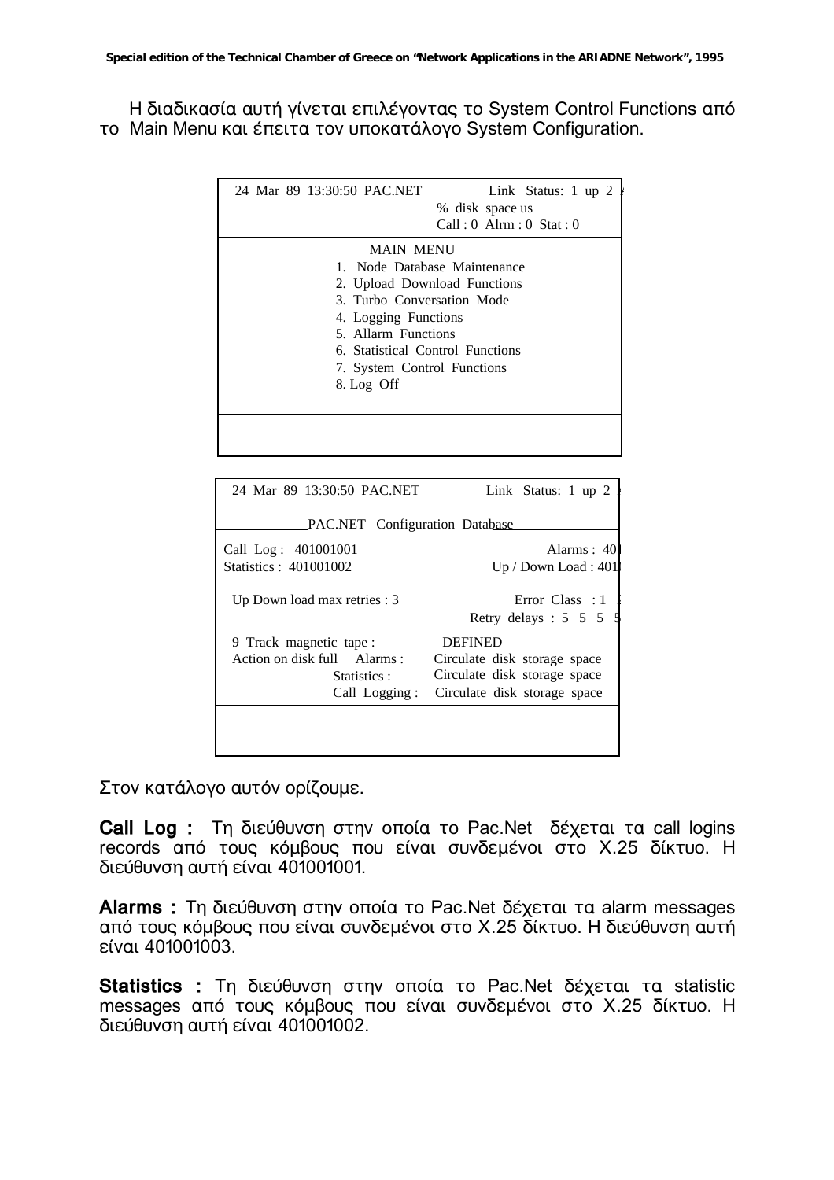Η διαδικασία αυτή γίνεται επιλέγοντας το System Control Functions από το Main Menu και έπειτα τον υποκατάλογο System Configuration.

```
24 Mar 89 13:30:50 PAC.NET            Link Status: 1 up 2
                                      % disk space us
                                      Call : 0  Alrm : 0  Stat : 0

                    MAIN MENU
                 1. Node Database Maintenance
                 2. Upload Download Functions
                 3. Turbo Conversation Mode
                 4. Logging Functions
                 5. Allarm Functions
                 6. Statistical Control Functions
                 7. System Control Functions
                 8. Log Off
```

```
24 Mar 89 13:30:50 PAC.NET            Link Status: 1 up 2

              PAC.NET Configuration Database

Call Log : 401001001                          Alarms : 40
Statistics : 401001002                   Up / Down Load : 401

Up Down load max retries : 3                 Error Class : 1
                                      Retry delays : 5 5 5 5

9 Track magnetic tape :          DEFINED
Action on disk full   Alarms :   Circulate disk storage space
                 Statistics :    Circulate disk storage space
               Call Logging :    Circulate disk storage space
```

Στον κατάλογο αυτόν ορίζουμε.

**Call Log :** Τη διεύθυνση στην οποία το Pac.Net δέχεται τα call logins records από τους κόμβους που είναι συνδεμένοι στο X.25 δίκτυο. Η διεύθυνση αυτή είναι 401001001.

**Alarms :** Τη διεύθυνση στην οποία το Pac.Net δέχεται τα alarm messages από τους κόμβους που είναι συνδεμένοι στο X.25 δίκτυο. Η διεύθυνση αυτή είναι 401001003.

**Statistics :** Τη διεύθυνση στην οποία το Pac.Net δέχεται τα statistic messages από τους κόμβους που είναι συνδεμένοι στο X.25 δίκτυο. Η διεύθυνση αυτή είναι 401001002.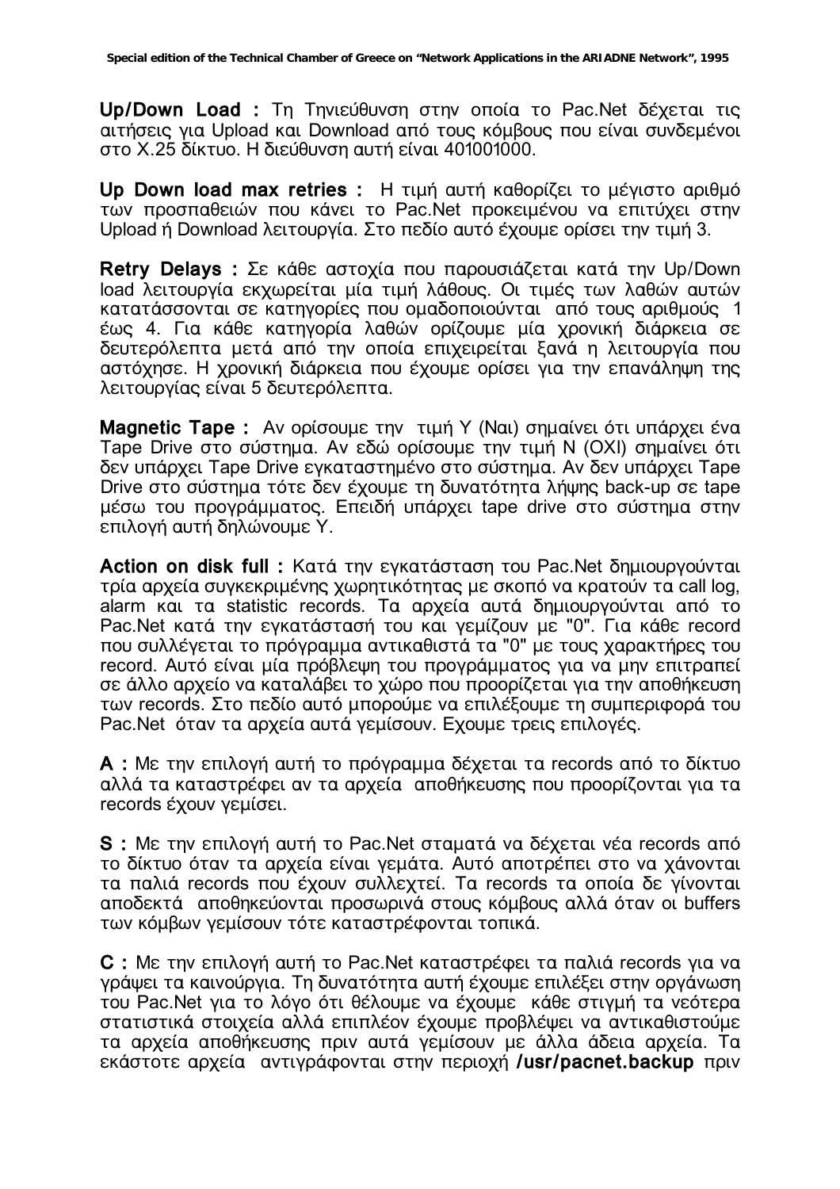**Up/Down Load :** Τη Τηνιεύθυνση στην οποία το Pac.Net δέχεται τις αιτήσεις για Upload και Download από τους κόμβους που είναι συνδεμένοι στο X.25 δίκτυο. Η διεύθυνση αυτή είναι 401001000.

**Up Down load max retries :** Η τιμή αυτή καθορίζει το μέγιστο αριθμό των προσπαθειών που κάνει το Pac.Net προκειμένου να επιτύχει στην Upload ή Download λειτουργία. Στο πεδίο αυτό έχουμε ορίσει την τιμή 3.

**Retry Delays :** Σε κάθε αστοχία που παρουσιάζεται κατά την Up/Down load λειτουργία εκχωρείται μία τιμή λάθους. Οι τιμές των λαθών αυτών κατατάσσονται σε κατηγορίες που ομαδοποιούνται από τους αριθμούς 1 έως 4. Για κάθε κατηγορία λαθών ορίζουμε μία χρονική διάρκεια σε δευτερόλεπτα μετά από την οποία επιχειρείται ξανά η λειτουργία που αστόχησε. Η χρονική διάρκεια που έχουμε ορίσει για την επανάληψη της λειτουργίας είναι 5 δευτερόλεπτα.

**Magnetic Tape :** Αν ορίσουμε την τιμή Y (Ναι) σημαίνει ότι υπάρχει ένα Tape Drive στο σύστημα. Αν εδώ ορίσουμε την τιμή N (ΟΧΙ) σημαίνει ότι δεν υπάρχει Tape Drive εγκαταστημένο στο σύστημα. Αν δεν υπάρχει Tape Drive στο σύστημα τότε δεν έχουμε τη δυνατότητα λήψης back-up σε tape μέσω του προγράμματος. Επειδή υπάρχει tape drive στο σύστημα στην επιλογή αυτή δηλώνουμε Y.

**Action on disk full :** Κατά την εγκατάσταση του Pac.Net δημιουργούνται τρία αρχεία συγκεκριμένης χωρητικότητας με σκοπό να κρατούν τα call log, alarm και τα statistic records. Τα αρχεία αυτά δημιουργούνται από το Pac.Net κατά την εγκατάστασή του και γεμίζουν με "0". Για κάθε record που συλλέγεται το πρόγραμμα αντικαθιστά τα "0" με τους χαρακτήρες του record. Αυτό είναι μία πρόβλεψη του προγράμματος για να μην επιτραπεί σε άλλο αρχείο να καταλάβει το χώρο που προορίζεται για την αποθήκευση των records. Στο πεδίο αυτό μπορούμε να επιλέξουμε τη συμπεριφορά του Pac.Net όταν τα αρχεία αυτά γεμίσουν. Εχουμε τρεις επιλογές.

**A :** Με την επιλογή αυτή το πρόγραμμα δέχεται τα records από το δίκτυο αλλά τα καταστρέφει αν τα αρχεία αποθήκευσης που προορίζονται για τα records έχουν γεμίσει.

**S :** Με την επιλογή αυτή το Pac.Net σταματά να δέχεται νέα records από το δίκτυο όταν τα αρχεία είναι γεμάτα. Αυτό αποτρέπει στο να χάνονται τα παλιά records που έχουν συλλεχτεί. Τα records τα οποία δε γίνονται αποδεκτά αποθηκεύονται προσωρινά στους κόμβους αλλά όταν οι buffers των κόμβων γεμίσουν τότε καταστρέφονται τοπικά.

**C :** Με την επιλογή αυτή το Pac.Net καταστρέφει τα παλιά records για να γράψει τα καινούργια. Τη δυνατότητα αυτή έχουμε επιλέξει στην οργάνωση του Pac.Net για το λόγο ότι θέλουμε να έχουμε κάθε στιγμή τα νεότερα στατιστικά στοιχεία αλλά επιπλέον έχουμε προβλέψει να αντικαθιστούμε τα αρχεία αποθήκευσης πριν αυτά γεμίσουν με άλλα άδεια αρχεία. Τα εκάστοτε αρχεία αντιγράφονται στην περιοχή **/usr/pacnet.backup** πριν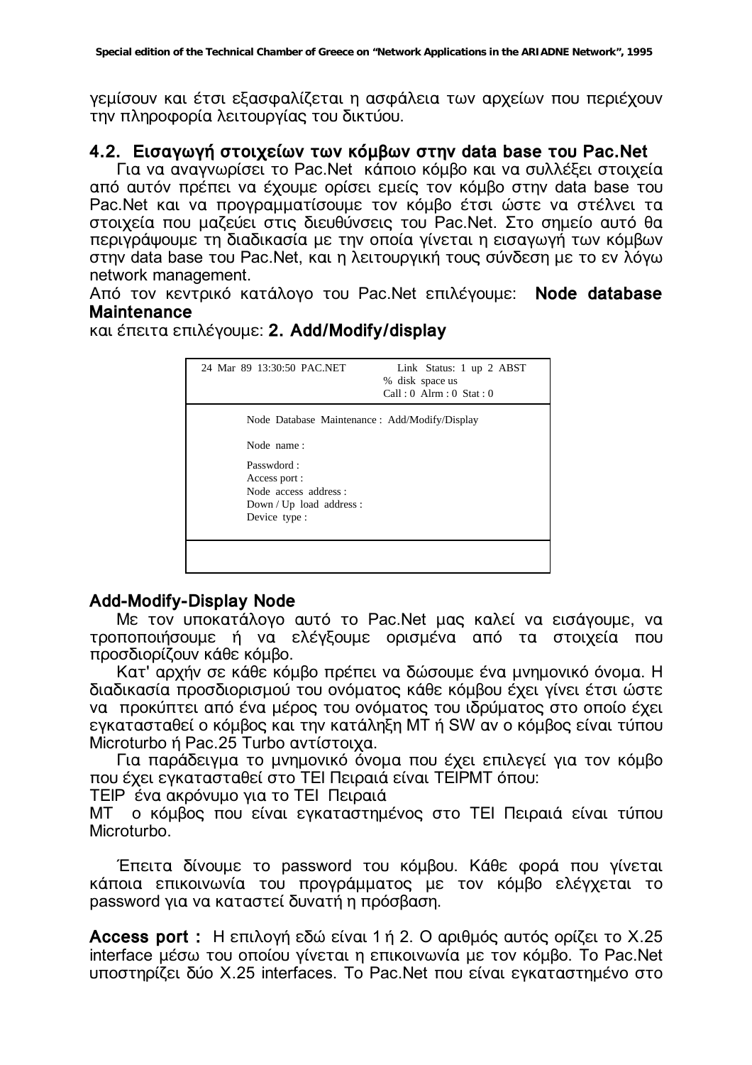γεμίσουν και έτσι εξασφαλίζεται η ασφάλεια των αρχείων που περιέχουν την πληροφορία λειτουργίας του δικτύου.

## 4.2. Εισαγωγή στοιχείων των κόμβων στην data base του Pac.Net

Για να αναγνωρίσει το Pac.Net κάποιο κόμβο και να συλλέξει στοιχεία από αυτόν πρέπει να έχουμε ορίσει εμείς τον κόμβο στην data base του Pac.Net και να προγραμματίσουμε τον κόμβο έτσι ώστε να στέλνει τα στοιχεία που μαζεύει στις διευθύνσεις του Pac.Net. Στο σημείο αυτό θα περιγράψουμε τη διαδικασία με την οποία γίνεται η εισαγωγή των κόμβων στην data base του Pac.Net, και η λειτουργική τους σύνδεση με το εν λόγω network management.

Από τον κεντρικό κατάλογο του Pac.Net επιλέγουμε: **Node database Maintenance**

και έπειτα επιλέγουμε: **2. Add/Modify/display**

```
24 Mar 89 13:30:50 PAC.NET          Link Status: 1 up 2 ABST
                                    % disk space us
                                    Call : 0  Alrm : 0  Stat : 0

        Node Database Maintenance : Add/Modify/Display

        Node name :

        Passwdord :
        Access port :
        Node access address :
        Down / Up load address :
        Device type :
```

### Add-Modify-Display Node

Με τον υποκατάλογο αυτό το Pac.Net μας καλεί να εισάγουμε, να τροποποιήσουμε ή να ελέγξουμε ορισμένα από τα στοιχεία που προσδιορίζουν κάθε κόμβο.

Κατ' αρχήν σε κάθε κόμβο πρέπει να δώσουμε ένα μνημονικό όνομα. Η διαδικασία προσδιορισμού του ονόματος κάθε κόμβου έχει γίνει έτσι ώστε να προκύπτει από ένα μέρος του ονόματος του ιδρύματος στο οποίο έχει εγκατασταθεί ο κόμβος και την κατάληξη MT ή SW αν ο κόμβος είναι τύπου Microturbo ή Pac.25 Turbo αντίστοιχα.

Για παράδειγμα το μνημονικό όνομα που έχει επιλεγεί για τον κόμβο που έχει εγκατασταθεί στο ΤΕΙ Πειραιά είναι TEIPMT όπου:

TEIP ένα ακρόνυμο για το ΤΕΙ Πειραιά

MT ο κόμβος που είναι εγκαταστημένος στο ΤΕΙ Πειραιά είναι τύπου Microturbo.

Έπειτα δίνουμε το password του κόμβου. Κάθε φορά που γίνεται κάποια επικοινωνία του προγράμματος με τον κόμβο ελέγχεται το password για να καταστεί δυνατή η πρόσβαση.

**Access port :** Η επιλογή εδώ είναι 1 ή 2. Ο αριθμός αυτός ορίζει το X.25 interface μέσω του οποίου γίνεται η επικοινωνία με τον κόμβο. Το Pac.Net υποστηρίζει δύο X.25 interfaces. Το Pac.Net που είναι εγκαταστημένο στο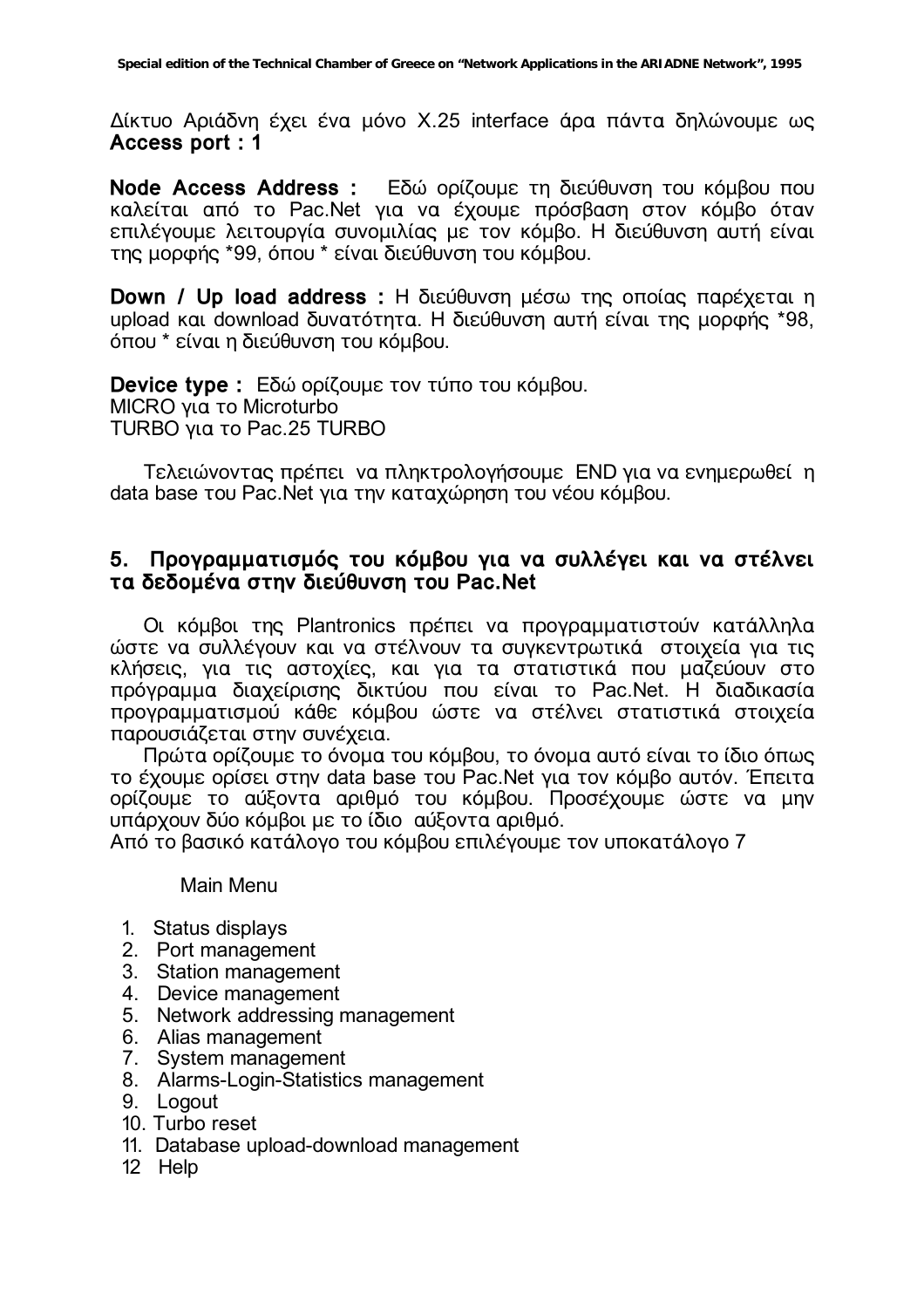Δίκτυο Αριάδνη έχει ένα μόνο X.25 interface άρα πάντα δηλώνουμε ως **Access port : 1**

**Node Access Address :** Εδώ ορίζουμε τη διεύθυνση του κόμβου που καλείται από το Pac.Net για να έχουμε πρόσβαση στον κόμβο όταν επιλέγουμε λειτουργία συνομιλίας με τον κόμβο. Η διεύθυνση αυτή είναι της μορφής *99, όπου * είναι διεύθυνση του κόμβου.

**Down / Up load address :** Η διεύθυνση μέσω της οποίας παρέχεται η upload και download δυνατότητα. Η διεύθυνση αυτή είναι της μορφής *98, όπου * είναι η διεύθυνση του κόμβου.

**Device type :** Εδώ ορίζουμε τον τύπο του κόμβου.
MICRO για το Microturbo
TURBO για το Pac.25 TURBO

Τελειώνοντας πρέπει να πληκτρολογήσουμε END για να ενημερωθεί η data base του Pac.Net για την καταχώρηση του νέου κόμβου.

## 5. Προγραμματισμός του κόμβου για να συλλέγει και να στέλνει τα δεδομένα στην διεύθυνση του Pac.Net

Οι κόμβοι της Plantronics πρέπει να προγραμματιστούν κατάλληλα ώστε να συλλέγουν και να στέλνουν τα συγκεντρωτικά στοιχεία για τις κλήσεις, για τις αστοχίες, και για τα στατιστικά που μαζεύουν στο πρόγραμμα διαχείρισης δικτύου που είναι το Pac.Net. Η διαδικασία προγραμματισμού κάθε κόμβου ώστε να στέλνει στατιστικά στοιχεία παρουσιάζεται στην συνέχεια.

Πρώτα ορίζουμε το όνομα του κόμβου, το όνομα αυτό είναι το ίδιο όπως το έχουμε ορίσει στην data base του Pac.Net για τον κόμβο αυτόν. Έπειτα ορίζουμε το αύξοντα αριθμό του κόμβου. Προσέχουμε ώστε να μην υπάρχουν δύο κόμβοι με το ίδιο αύξοντα αριθμό.
Από το βασικό κατάλογο του κόμβου επιλέγουμε τον υποκατάλογο 7

Main Menu

1. Status displays
2. Port management
3. Station management
4. Device management
5. Network addressing management
6. Alias management
7. System management
8. Alarms-Login-Statistics management
9. Logout
10. Turbo reset
11. Database upload-download management
12. Help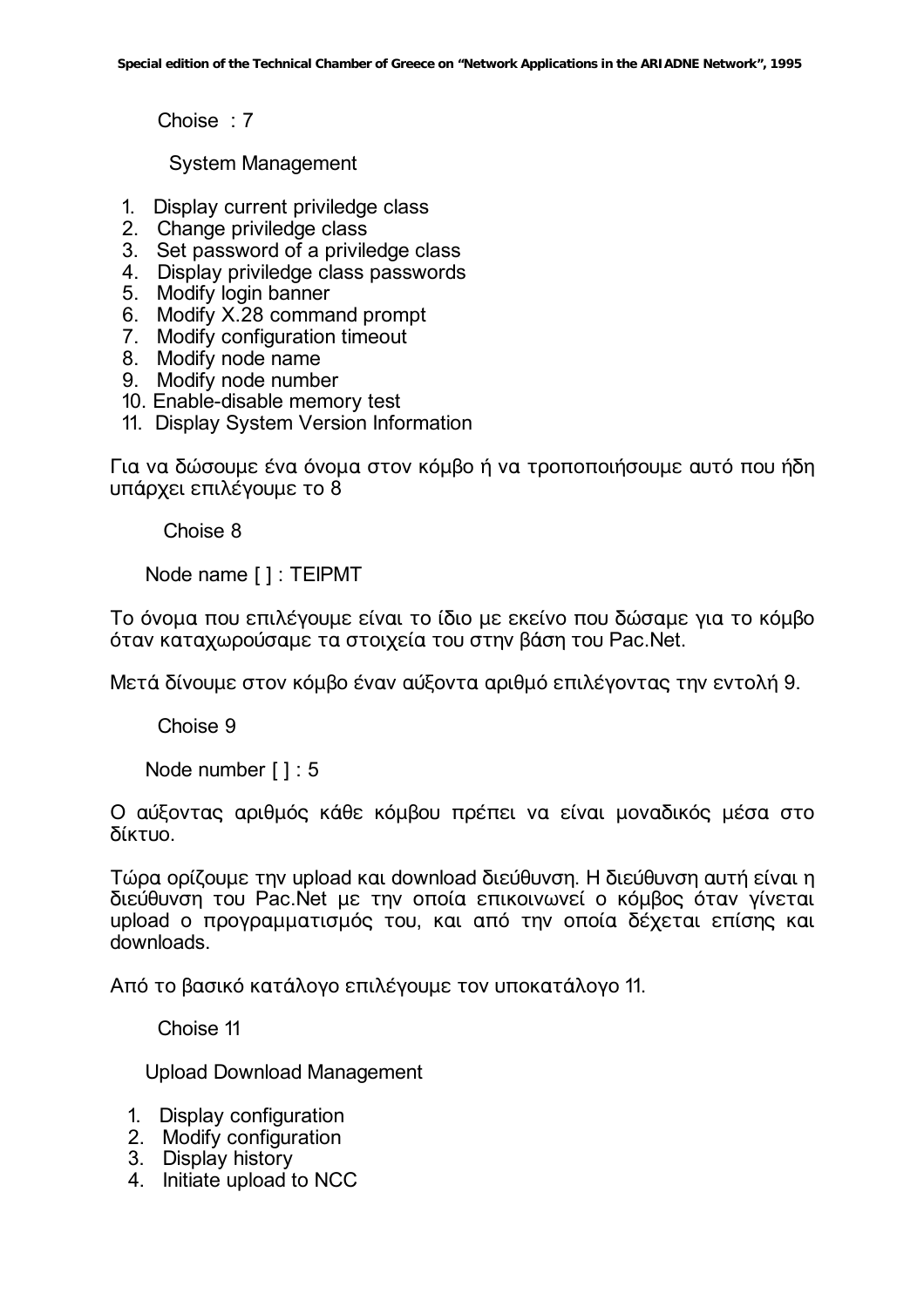Choise : 7

System Management

1. Display current priviledge class
2. Change priviledge class
3. Set password of a priviledge class
4. Display priviledge class passwords
5. Modify login banner
6. Modify X.28 command prompt
7. Modify configuration timeout
8. Modify node name
9. Modify node number
10. Enable-disable memory test
11. Display System Version Information

Για να δώσουμε ένα όνομα στον κόμβο ή να τροποποιήσουμε αυτό που ήδη υπάρχει επιλέγουμε το 8

Choise 8

Node name [ ] : TEIPMT

Το όνομα που επιλέγουμε είναι το ίδιο με εκείνο που δώσαμε για το κόμβο όταν καταχωρούσαμε τα στοιχεία του στην βάση του Pac.Net.

Μετά δίνουμε στον κόμβο έναν αύξοντα αριθμό επιλέγοντας την εντολή 9.

Choise 9

Node number [ ] : 5

Ο αύξοντας αριθμός κάθε κόμβου πρέπει να είναι μοναδικός μέσα στο δίκτυο.

Τώρα ορίζουμε την upload και download διεύθυνση. Η διεύθυνση αυτή είναι η διεύθυνση του Pac.Net με την οποία επικοινωνεί ο κόμβος όταν γίνεται upload ο προγραμματισμός του, και από την οποία δέχεται επίσης και downloads.

Από το βασικό κατάλογο επιλέγουμε τον υποκατάλογο 11.

Choise 11

Upload Download Management

1. Display configuration
2. Modify configuration
3. Display history
4. Initiate upload to NCC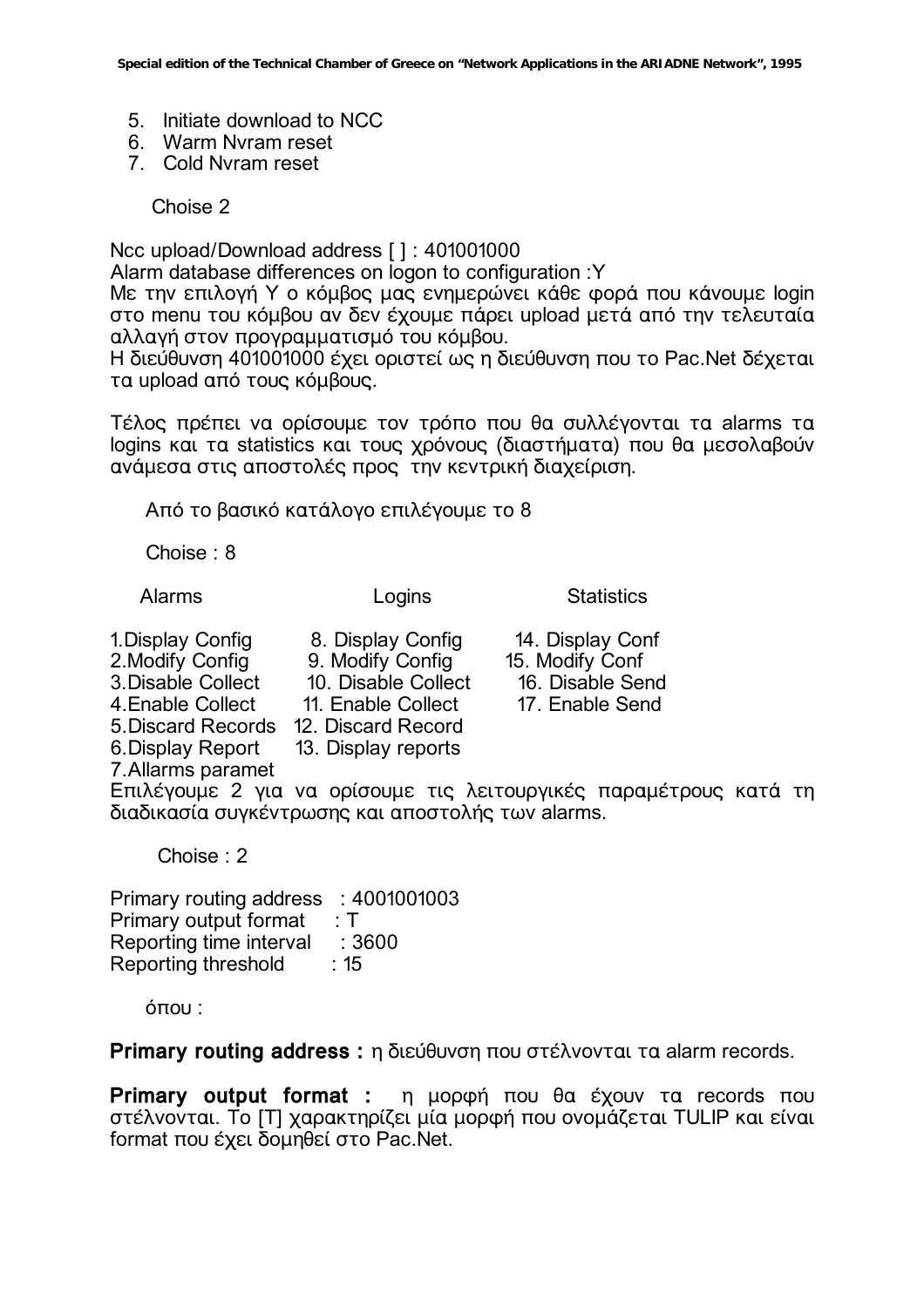5. Initiate download to NCC
6. Warm Nvram reset
7. Cold Nvram reset

Choise 2

Ncc upload/Download address [ ] : 401001000
Alarm database differences on logon to configuration :Y
Με την επιλογή Y ο κόμβος μας ενημερώνει κάθε φορά που κάνουμε login στο menu του κόμβου αν δεν έχουμε πάρει upload μετά από την τελευταία αλλαγή στον προγραμματισμό του κόμβου.
Η διεύθυνση 401001000 έχει οριστεί ως η διεύθυνση που το Pac.Net δέχεται τα upload από τους κόμβους.

Τέλος πρέπει να ορίσουμε τον τρόπο που θα συλλέγονται τα alarms τα logins και τα statistics και τους χρόνους (διαστήματα) που θα μεσολαβούν ανάμεσα στις αποστολές προς την κεντρική διαχείριση.

Από το βασικό κατάλογο επιλέγουμε το 8

Choise : 8

| Alarms | Logins | Statistics |
|---|---|---|
| 1.Display Config | 8. Display Config | 14. Display Conf |
| 2.Modify Config | 9. Modify Config | 15. Modify Conf |
| 3.Disable Collect | 10. Disable Collect | 16. Disable Send |
| 4.Enable Collect | 11. Enable Collect | 17. Enable Send |
| 5.Discard Records | 12. Discard Record | |
| 6.Display Report | 13. Display reports | |
| 7.Allarms paramet | | |

Επιλέγουμε 2 για να ορίσουμε τις λειτουργικές παραμέτρους κατά τη διαδικασία συγκέντρωσης και αποστολής των alarms.

Choise : 2

Primary routing address : 4001001003
Primary output format : T
Reporting time interval : 3600
Reporting threshold : 15

όπου :

**Primary routing address :** η διεύθυνση που στέλνονται τα alarm records.

**Primary output format :** η μορφή που θα έχουν τα records που στέλνονται. Το [T] χαρακτηρίζει μία μορφή που ονομάζεται TULIP και είναι format που έχει δομηθεί στο Pac.Net.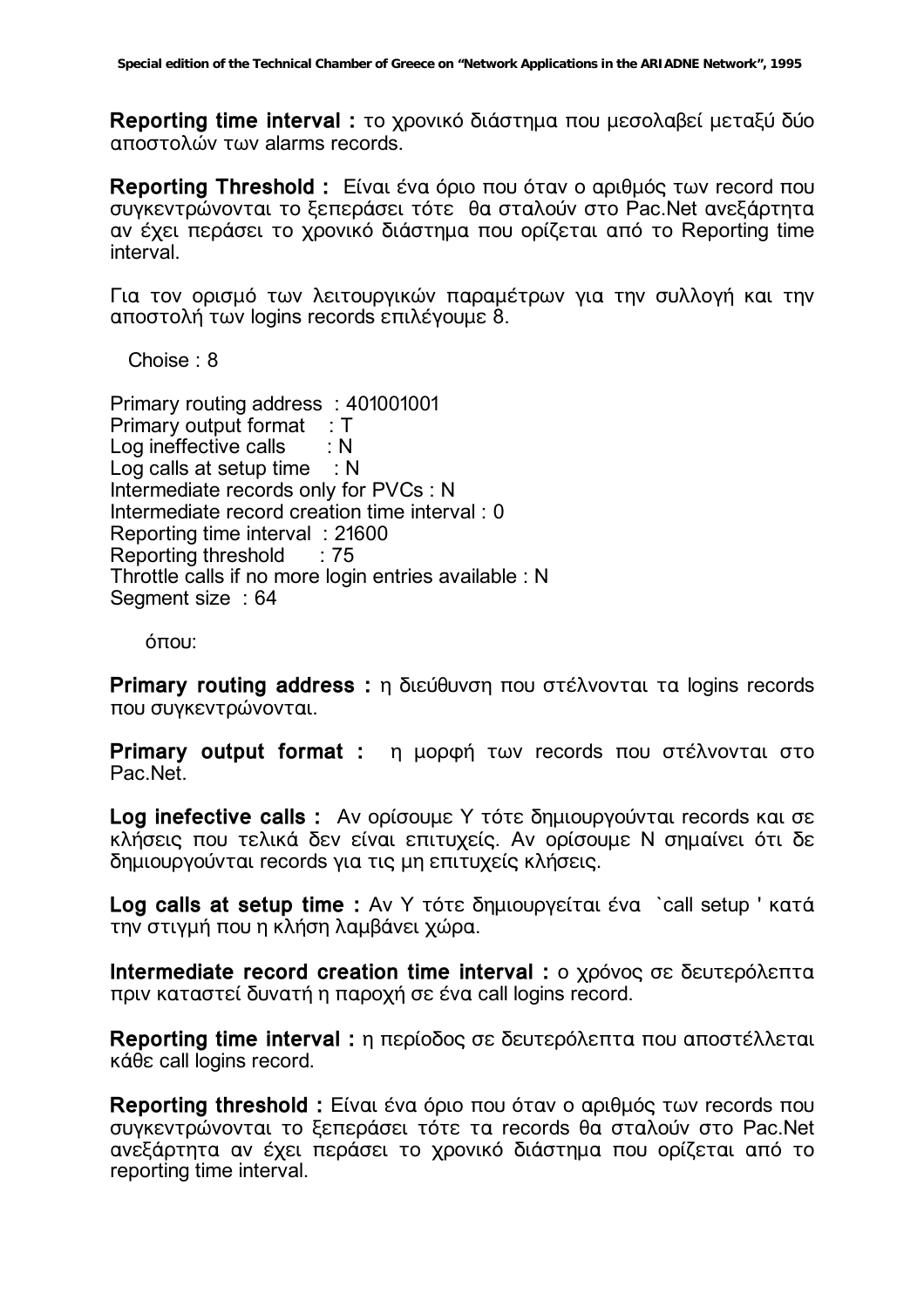**Reporting time interval :** το χρονικό διάστημα που μεσολαβεί μεταξύ δύο αποστολών των alarms records.

**Reporting Threshold :** Είναι ένα όριο που όταν ο αριθμός των record που συγκεντρώνονται το ξεπεράσει τότε θα σταλούν στο Pac.Net ανεξάρτητα αν έχει περάσει το χρονικό διάστημα που ορίζεται από το Reporting time interval.

Για τον ορισμό των λειτουργικών παραμέτρων για την συλλογή και την αποστολή των logins records επιλέγουμε 8.

Choise : 8

```
Primary routing address  : 401001001
Primary output format    : T
Log ineffective calls    : N
Log calls at setup time  : N
Intermediate records only for PVCs : N
Intermediate record creation time interval : 0
Reporting time interval  : 21600
Reporting threshold      : 75
Throttle calls if no more login entries available : N
Segment size  : 64
```

όπου:

**Primary routing address :** η διεύθυνση που στέλνονται τα logins records που συγκεντρώνονται.

**Primary output format :** η μορφή των records που στέλνονται στο Pac.Net.

**Log inefective calls :** Αν ορίσουμε Y τότε δημιουργούνται records και σε κλήσεις που τελικά δεν είναι επιτυχείς. Αν ορίσουμε N σημαίνει ότι δε δημιουργούνται records για τις μη επιτυχείς κλήσεις.

**Log calls at setup time :** Αν Y τότε δημιουργείται ένα `call setup ' κατά την στιγμή που η κλήση λαμβάνει χώρα.

**Intermediate record creation time interval :** ο χρόνος σε δευτερόλεπτα πριν καταστεί δυνατή η παροχή σε ένα call logins record.

**Reporting time interval :** η περίοδος σε δευτερόλεπτα που αποστέλλεται κάθε call logins record.

**Reporting threshold :** Είναι ένα όριο που όταν ο αριθμός των records που συγκεντρώνονται το ξεπεράσει τότε τα records θα σταλούν στο Pac.Net ανεξάρτητα αν έχει περάσει το χρονικό διάστημα που ορίζεται από το reporting time interval.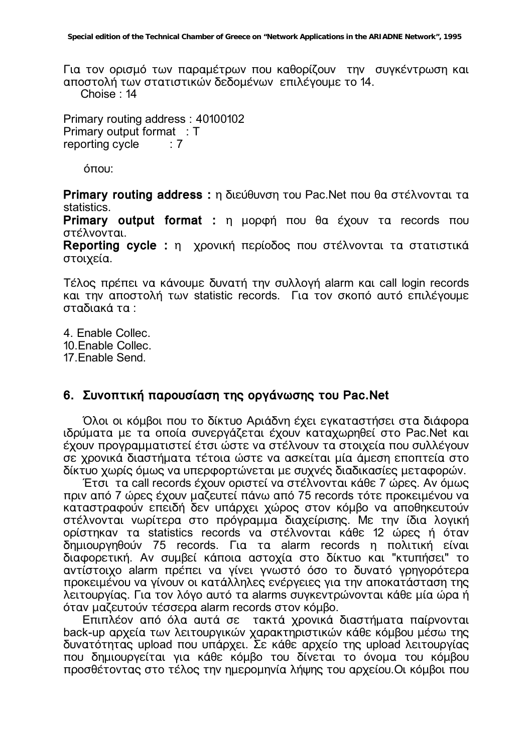Για τον ορισμό των παραμέτρων που καθορίζουν την συγκέντρωση και αποστολή των στατιστικών δεδομένων επιλέγουμε το 14.

Choise : 14

Primary routing address : 40100102
Primary output format : T
reporting cycle : 7

όπου:

**Primary routing address :** η διεύθυνση του Pac.Net που θα στέλνονται τα statistics.

**Primary output format :** η μορφή που θα έχουν τα records που στέλνονται.

**Reporting cycle :** η χρονική περίοδος που στέλνονται τα στατιστικά στοιχεία.

Τέλος πρέπει να κάνουμε δυνατή την συλλογή alarm και call login records και την αποστολή των statistic records. Για τον σκοπό αυτό επιλέγουμε σταδιακά τα :

4. Enable Collec.
10. Enable Collec.
17. Enable Send.

## 6. Συνοπτική παρουσίαση της οργάνωσης του Pac.Net

Όλοι οι κόμβοι που το δίκτυο Αριάδνη έχει εγκαταστήσει στα διάφορα ιδρύματα με τα οποία συνεργάζεται έχουν καταχωρηθεί στο Pac.Net και έχουν προγραμματιστεί έτσι ώστε να στέλνουν τα στοιχεία που συλλέγουν σε χρονικά διαστήματα τέτοια ώστε να ασκείται μία άμεση εποπτεία στο δίκτυο χωρίς όμως να υπερφορτώνεται με συχνές διαδικασίες μεταφορών.

Έτσι τα call records έχουν οριστεί να στέλνονται κάθε 7 ώρες. Αν όμως πριν από 7 ώρες έχουν μαζευτεί πάνω από 75 records τότε προκειμένου να καταστραφούν επειδή δεν υπάρχει χώρος στον κόμβο να αποθηκευτούν στέλνονται νωρίτερα στο πρόγραμμα διαχείρισης. Με την ίδια λογική ορίστηκαν τα statistics records να στέλνονται κάθε 12 ώρες ή όταν δημιουργηθούν 75 records. Για τα alarm records η πολιτική είναι διαφορετική. Αν συμβεί κάποια αστοχία στο δίκτυο και "κτυπήσει" το αντίστοιχο alarm πρέπει να γίνει γνωστό όσο το δυνατό γρηγορότερα προκειμένου να γίνουν οι κατάλληλες ενέργειες για την αποκατάσταση της λειτουργίας. Για τον λόγο αυτό τα alarms συγκεντρώνονται κάθε μία ώρα ή όταν μαζευτούν τέσσερα alarm records στον κόμβο.

Επιπλέον από όλα αυτά σε τακτά χρονικά διαστήματα παίρνονται back-up αρχεία των λειτουργικών χαρακτηριστικών κάθε κόμβου μέσω της δυνατότητας upload που υπάρχει. Σε κάθε αρχείο της upload λειτουργίας που δημιουργείται για κάθε κόμβο του δίνεται το όνομα του κόμβου προσθέτοντας στο τέλος την ημερομηνία λήψης του αρχείου.Οι κόμβοι που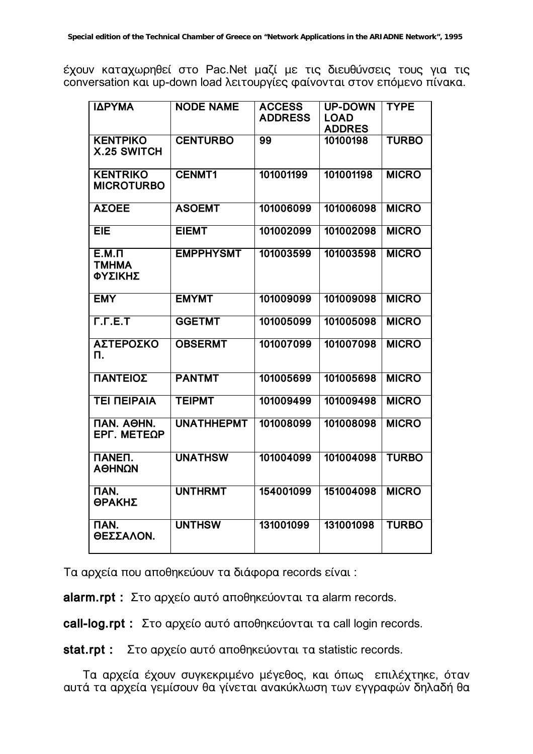έχουν καταχωρηθεί στο Pac.Net μαζί με τις διευθύνσεις τους για τις conversation και up-down load λειτουργίες φαίνονται στον επόμενο πίνακα.

| ΙΔΡΥΜΑ | NODE NAME | ACCESS ADDRESS | UP-DOWN LOAD ADDRES | TYPE |
|---|---|---|---|---|
| ΚΕΝΤΡΙΚΟ X.25 SWITCH | CENTURBO | 99 | 10100198 | TURBO |
| KENTRIKO MICROTURBO | CENMT1 | 101001199 | 101001198 | MICRO |
| ΑΣΟΕΕ | ASOEMT | 101006099 | 101006098 | MICRO |
| ΕΙΕ | EIEMT | 101002099 | 101002098 | MICRO |
| Ε.Μ.Π ΤΜΗΜΑ ΦΥΣΙΚΗΣ | EMPPHYSMT | 101003599 | 101003598 | MICRO |
| ΕΜΥ | EMYMT | 101009099 | 101009098 | MICRO |
| Γ.Γ.Ε.Τ | GGETMT | 101005099 | 101005098 | MICRO |
| ΑΣΤΕΡΟΣΚΟ Π. | OBSERMT | 101007099 | 101007098 | MICRO |
| ΠΑΝΤΕΙΟΣ | PANTMT | 101005699 | 101005698 | MICRO |
| ΤΕΙ ΠΕΙΡΑΙΑ | TEIPMT | 101009499 | 101009498 | MICRO |
| ΠΑΝ. ΑΘΗΝ. ΕΡΓ. ΜΕΤΕΩΡ | UNATHHEPMT | 101008099 | 101008098 | MICRO |
| ΠΑΝΕΠ. ΑΘΗΝΩΝ | UNATHSW | 101004099 | 101004098 | TURBO |
| ΠΑΝ. ΘΡΑΚΗΣ | UNTHRMT | 154001099 | 151004098 | MICRO |
| ΠΑΝ. ΘΕΣΣΑΛΟΝ. | UNTHSW | 131001099 | 131001098 | TURBO |

Τα αρχεία που αποθηκεύουν τα διάφορα records είναι :

**alarm.rpt :** Στο αρχείο αυτό αποθηκεύονται τα alarm records.

**call-log.rpt :** Στο αρχείο αυτό αποθηκεύονται τα call login records.

**stat.rpt :** Στο αρχείο αυτό αποθηκεύονται τα statistic records.

Τα αρχεία έχουν συγκεκριμένο μέγεθος, και όπως επιλέχτηκε, όταν αυτά τα αρχεία γεμίσουν θα γίνεται ανακύκλωση των εγγραφών δηλαδή θα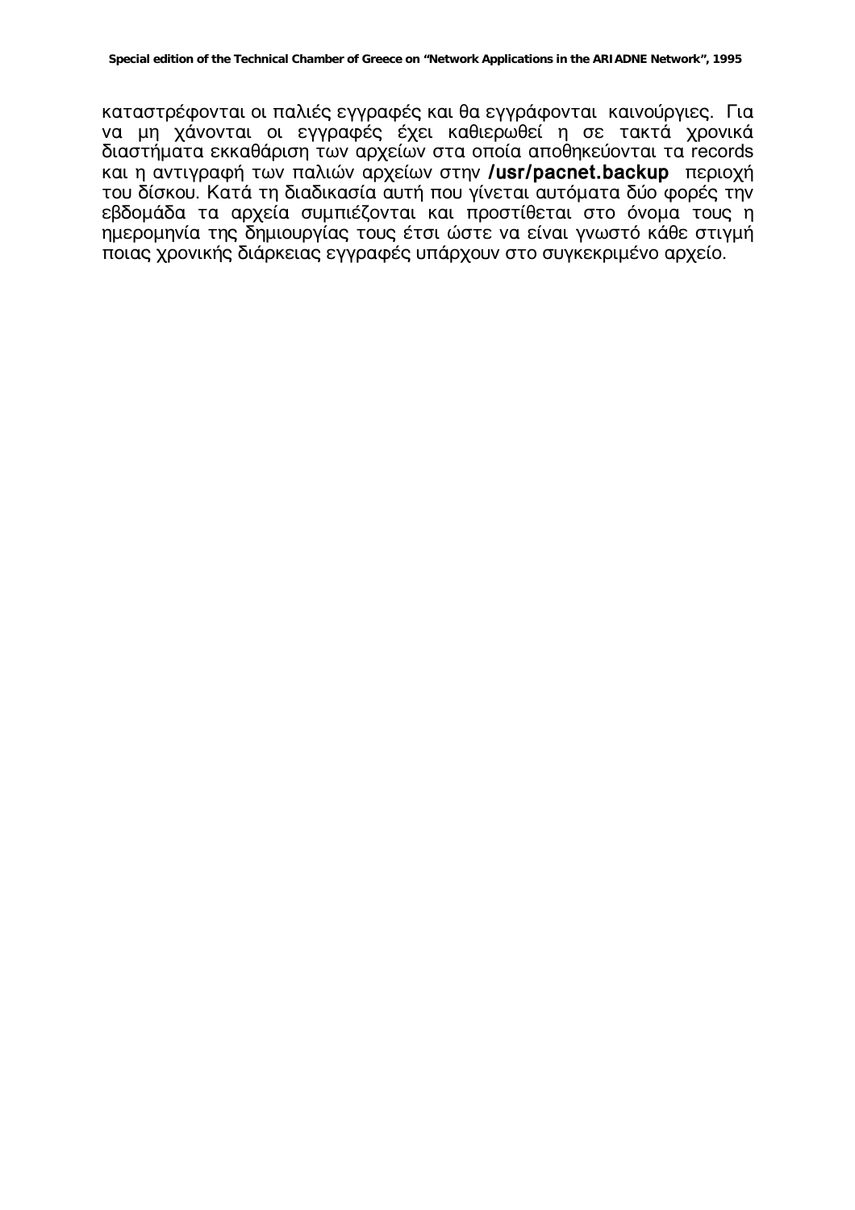καταστρέφονται οι παλιές εγγραφές και θα εγγράφονται καινούργιες. Για να μη χάνονται οι εγγραφές έχει καθιερωθεί η σε τακτά χρονικά διαστήματα εκκαθάριση των αρχείων στα οποία αποθηκεύονται τα records και η αντιγραφή των παλιών αρχείων στην **/usr/pacnet.backup** περιοχή του δίσκου. Κατά τη διαδικασία αυτή που γίνεται αυτόματα δύο φορές την εβδομάδα τα αρχεία συμπιέζονται και προστίθεται στο όνομα τους η ημερομηνία της δημιουργίας τους έτσι ώστε να είναι γνωστό κάθε στιγμή ποιας χρονικής διάρκειας εγγραφές υπάρχουν στο συγκεκριμένο αρχείο.